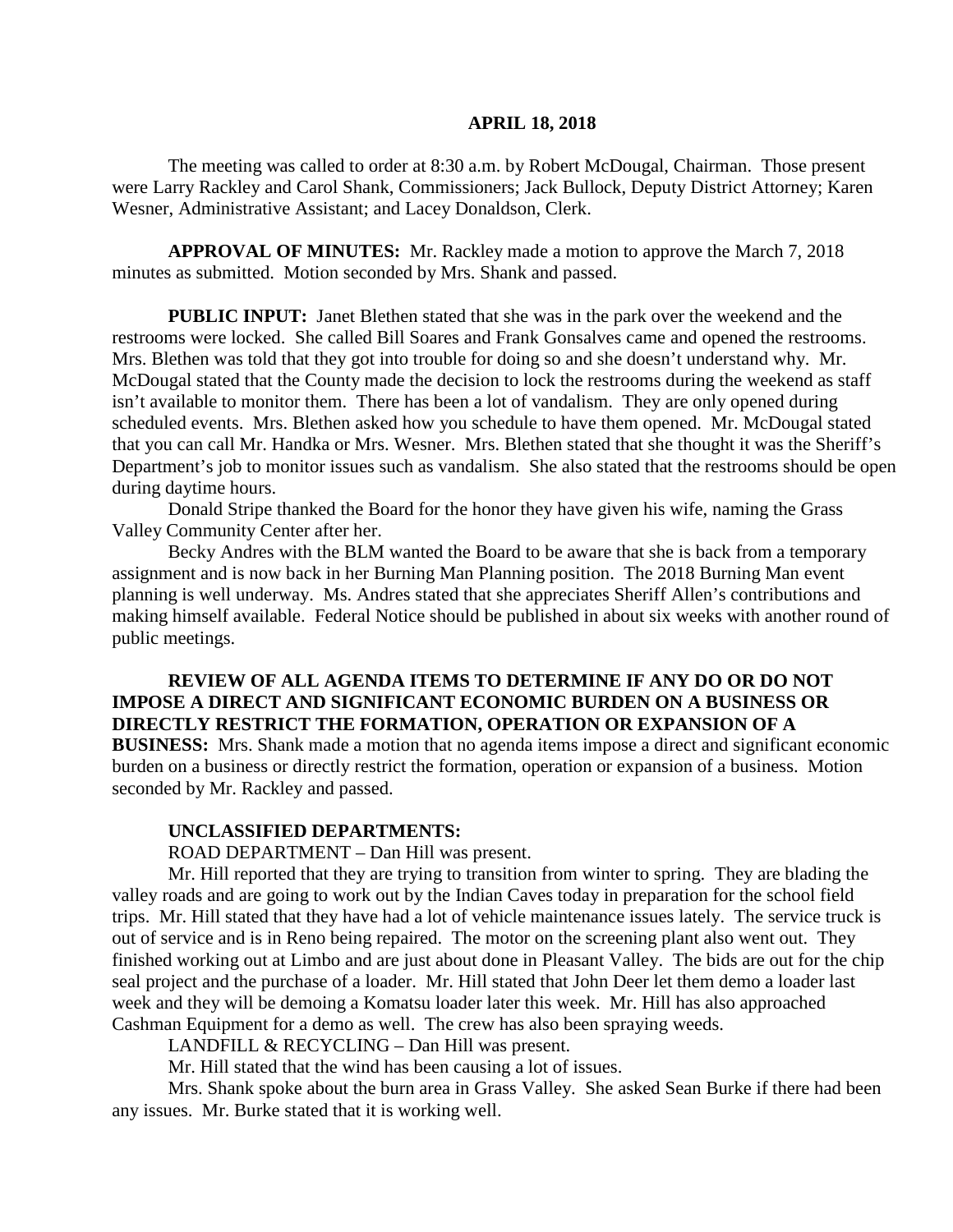**APRIL 18, 2018**

The meeting was called to order at 8:30 a.m. by Robert McDougal, Chairman. Those present were Larry Rackley and Carol Shank, Commissioners; Jack Bullock, Deputy District Attorney; Karen Wesner, Administrative Assistant; and Lacey Donaldson, Clerk.

**APPROVAL OF MINUTES:** Mr. Rackley made a motion to approve the March 7, 2018 minutes as submitted. Motion seconded by Mrs. Shank and passed.

**PUBLIC INPUT:** Janet Blethen stated that she was in the park over the weekend and the restrooms were locked. She called Bill Soares and Frank Gonsalves came and opened the restrooms. Mrs. Blethen was told that they got into trouble for doing so and she doesn't understand why. Mr. McDougal stated that the County made the decision to lock the restrooms during the weekend as staff isn't available to monitor them. There has been a lot of vandalism. They are only opened during scheduled events. Mrs. Blethen asked how you schedule to have them opened. Mr. McDougal stated that you can call Mr. Handka or Mrs. Wesner. Mrs. Blethen stated that she thought it was the Sheriff's Department's job to monitor issues such as vandalism. She also stated that the restrooms should be open during daytime hours.

Donald Stripe thanked the Board for the honor they have given his wife, naming the Grass Valley Community Center after her.

Becky Andres with the BLM wanted the Board to be aware that she is back from a temporary assignment and is now back in her Burning Man Planning position. The 2018 Burning Man event planning is well underway. Ms. Andres stated that she appreciates Sheriff Allen's contributions and making himself available. Federal Notice should be published in about six weeks with another round of public meetings.

**REVIEW OF ALL AGENDA ITEMS TO DETERMINE IF ANY DO OR DO NOT IMPOSE A DIRECT AND SIGNIFICANT ECONOMIC BURDEN ON A BUSINESS OR DIRECTLY RESTRICT THE FORMATION, OPERATION OR EXPANSION OF A BUSINESS:** Mrs. Shank made a motion that no agenda items impose a direct and significant economic burden on a business or directly restrict the formation, operation or expansion of a business. Motion seconded by Mr. Rackley and passed.

**UNCLASSIFIED DEPARTMENTS:**

ROAD DEPARTMENT – Dan Hill was present.

Mr. Hill reported that they are trying to transition from winter to spring. They are blading the valley roads and are going to work out by the Indian Caves today in preparation for the school field trips. Mr. Hill stated that they have had a lot of vehicle maintenance issues lately. The service truck is out of service and is in Reno being repaired. The motor on the screening plant also went out. They finished working out at Limbo and are just about done in Pleasant Valley. The bids are out for the chip seal project and the purchase of a loader. Mr. Hill stated that John Deer let them demo a loader last week and they will be demoing a Komatsu loader later this week. Mr. Hill has also approached Cashman Equipment for a demo as well. The crew has also been spraying weeds.

LANDFILL & RECYCLING – Dan Hill was present.

Mr. Hill stated that the wind has been causing a lot of issues.

Mrs. Shank spoke about the burn area in Grass Valley. She asked Sean Burke if there had been any issues. Mr. Burke stated that it is working well.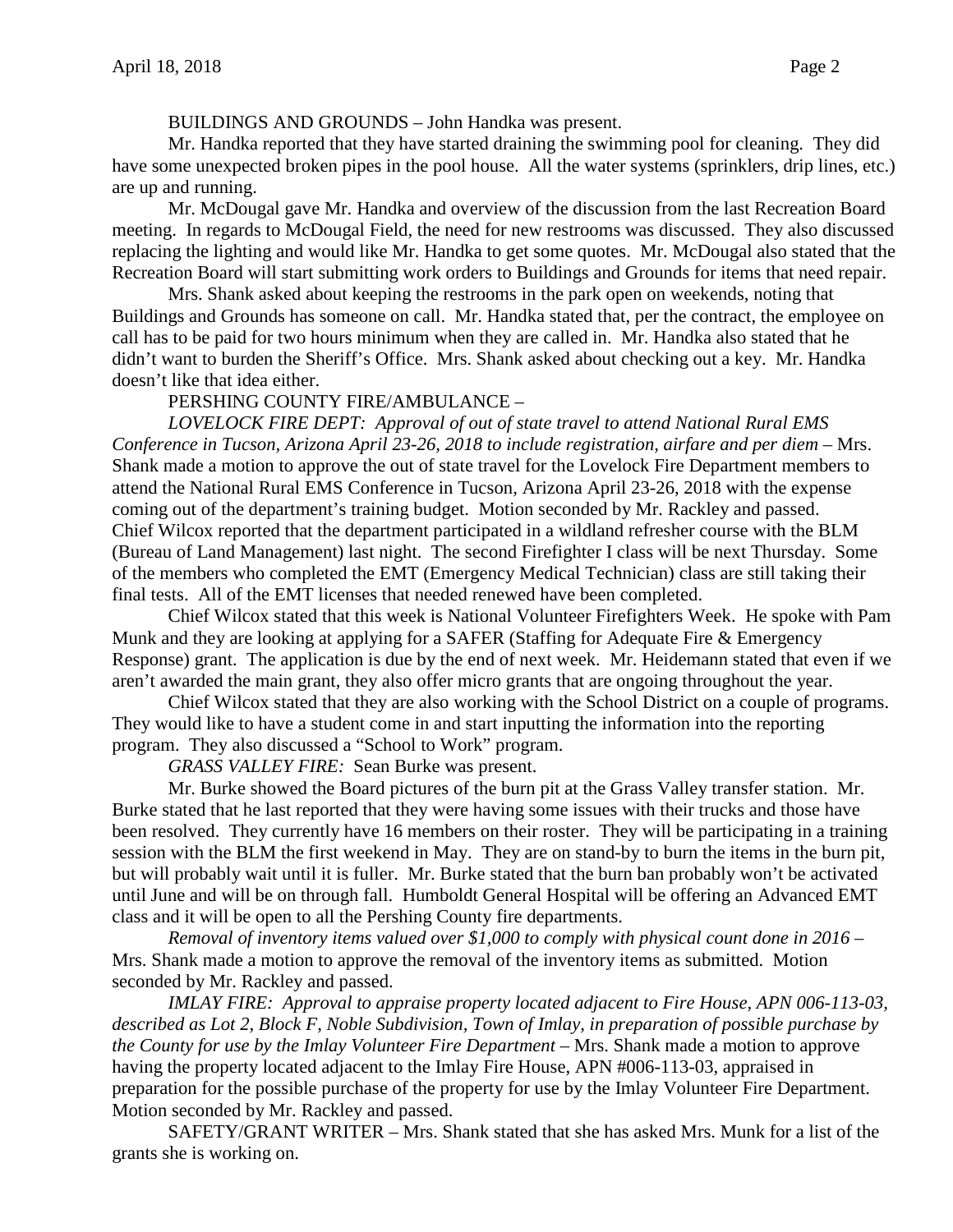BUILDINGS AND GROUNDS – John Handka was present.

Mr. Handka reported that they have started draining the swimming pool for cleaning. They did have some unexpected broken pipes in the pool house. All the water systems (sprinklers, drip lines, etc.) are up and running.

Mr. McDougal gave Mr. Handka and overview of the discussion from the last Recreation Board meeting. In regards to McDougal Field, the need for new restrooms was discussed. They also discussed replacing the lighting and would like Mr. Handka to get some quotes. Mr. McDougal also stated that the Recreation Board will start submitting work orders to Buildings and Grounds for items that need repair.

Mrs. Shank asked about keeping the restrooms in the park open on weekends, noting that Buildings and Grounds has someone on call. Mr. Handka stated that, per the contract, the employee on call has to be paid for two hours minimum when they are called in. Mr. Handka also stated that he didn't want to burden the Sheriff's Office. Mrs. Shank asked about checking out a key. Mr. Handka doesn't like that idea either.

PERSHING COUNTY FIRE/AMBULANCE –

*LOVELOCK FIRE DEPT: Approval of out of state travel to attend National Rural EMS Conference in Tucson, Arizona April 23-26, 2018 to include registration, airfare and per diem* – Mrs. Shank made a motion to approve the out of state travel for the Lovelock Fire Department members to attend the National Rural EMS Conference in Tucson, Arizona April 23-26, 2018 with the expense coming out of the department's training budget. Motion seconded by Mr. Rackley and passed. Chief Wilcox reported that the department participated in a wildland refresher course with the BLM (Bureau of Land Management) last night. The second Firefighter I class will be next Thursday. Some of the members who completed the EMT (Emergency Medical Technician) class are still taking their final tests. All of the EMT licenses that needed renewed have been completed.

Chief Wilcox stated that this week is National Volunteer Firefighters Week. He spoke with Pam Munk and they are looking at applying for a SAFER (Staffing for Adequate Fire & Emergency Response) grant. The application is due by the end of next week. Mr. Heidemann stated that even if we aren't awarded the main grant, they also offer micro grants that are ongoing throughout the year.

Chief Wilcox stated that they are also working with the School District on a couple of programs. They would like to have a student come in and start inputting the information into the reporting program. They also discussed a "School to Work" program.

*GRASS VALLEY FIRE:* Sean Burke was present.

Mr. Burke showed the Board pictures of the burn pit at the Grass Valley transfer station. Mr. Burke stated that he last reported that they were having some issues with their trucks and those have been resolved. They currently have 16 members on their roster. They will be participating in a training session with the BLM the first weekend in May. They are on stand-by to burn the items in the burn pit, but will probably wait until it is fuller. Mr. Burke stated that the burn ban probably won't be activated until June and will be on through fall. Humboldt General Hospital will be offering an Advanced EMT class and it will be open to all the Pershing County fire departments.

*Removal of inventory items valued over $1,000 to comply with physical count done in 2016* – Mrs. Shank made a motion to approve the removal of the inventory items as submitted. Motion seconded by Mr. Rackley and passed.

*IMLAY FIRE: Approval to appraise property located adjacent to Fire House, APN 006-113-03, described as Lot 2, Block F, Noble Subdivision, Town of Imlay, in preparation of possible purchase by the County for use by the Imlay Volunteer Fire Department* – Mrs. Shank made a motion to approve having the property located adjacent to the Imlay Fire House, APN #006-113-03, appraised in preparation for the possible purchase of the property for use by the Imlay Volunteer Fire Department. Motion seconded by Mr. Rackley and passed.

SAFETY/GRANT WRITER – Mrs. Shank stated that she has asked Mrs. Munk for a list of the grants she is working on.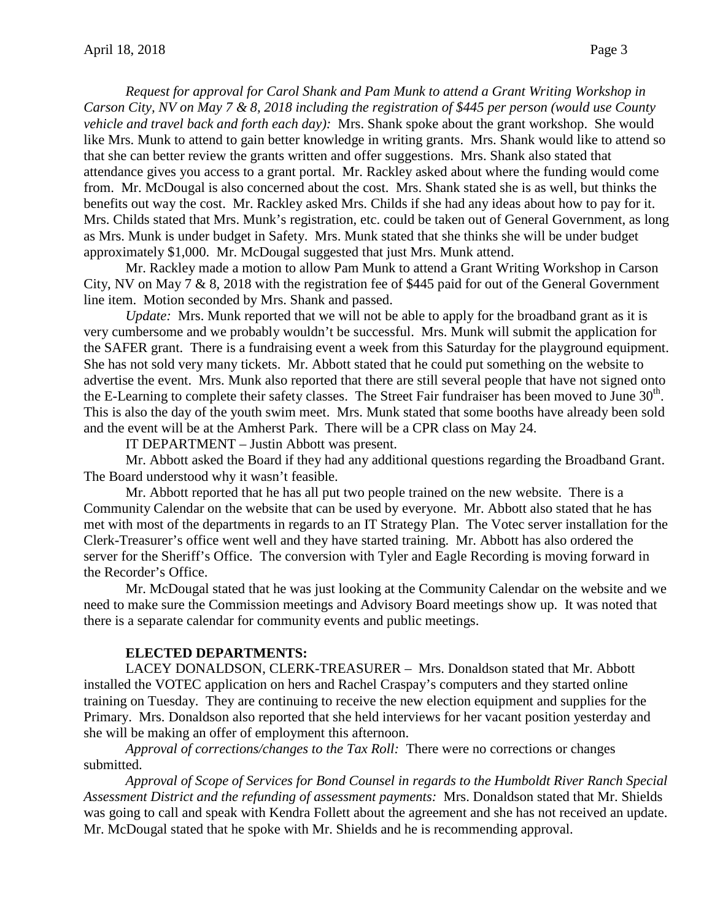*Request for approval for Carol Shank and Pam Munk to attend a Grant Writing Workshop in Carson City, NV on May 7 & 8, 2018 including the registration of $445 per person (would use County vehicle and travel back and forth each day):* Mrs. Shank spoke about the grant workshop. She would like Mrs. Munk to attend to gain better knowledge in writing grants. Mrs. Shank would like to attend so that she can better review the grants written and offer suggestions. Mrs. Shank also stated that attendance gives you access to a grant portal. Mr. Rackley asked about where the funding would come from. Mr. McDougal is also concerned about the cost. Mrs. Shank stated she is as well, but thinks the benefits out way the cost. Mr. Rackley asked Mrs. Childs if she had any ideas about how to pay for it. Mrs. Childs stated that Mrs. Munk's registration, etc. could be taken out of General Government, as long as Mrs. Munk is under budget in Safety. Mrs. Munk stated that she thinks she will be under budget approximately $1,000. Mr. McDougal suggested that just Mrs. Munk attend.

Mr. Rackley made a motion to allow Pam Munk to attend a Grant Writing Workshop in Carson City, NV on May 7 & 8, 2018 with the registration fee of $445 paid for out of the General Government line item. Motion seconded by Mrs. Shank and passed.

*Update:* Mrs. Munk reported that we will not be able to apply for the broadband grant as it is very cumbersome and we probably wouldn't be successful. Mrs. Munk will submit the application for the SAFER grant. There is a fundraising event a week from this Saturday for the playground equipment. She has not sold very many tickets. Mr. Abbott stated that he could put something on the website to advertise the event. Mrs. Munk also reported that there are still several people that have not signed onto the E-Learning to complete their safety classes. The Street Fair fundraiser has been moved to June 30th. This is also the day of the youth swim meet. Mrs. Munk stated that some booths have already been sold and the event will be at the Amherst Park. There will be a CPR class on May 24.

IT DEPARTMENT – Justin Abbott was present.

Mr. Abbott asked the Board if they had any additional questions regarding the Broadband Grant. The Board understood why it wasn't feasible.

Mr. Abbott reported that he has all put two people trained on the new website. There is a Community Calendar on the website that can be used by everyone. Mr. Abbott also stated that he has met with most of the departments in regards to an IT Strategy Plan. The Votec server installation for the Clerk-Treasurer's office went well and they have started training. Mr. Abbott has also ordered the server for the Sheriff's Office. The conversion with Tyler and Eagle Recording is moving forward in the Recorder's Office.

Mr. McDougal stated that he was just looking at the Community Calendar on the website and we need to make sure the Commission meetings and Advisory Board meetings show up. It was noted that there is a separate calendar for community events and public meetings.

**ELECTED DEPARTMENTS:**

LACEY DONALDSON, CLERK-TREASURER – Mrs. Donaldson stated that Mr. Abbott installed the VOTEC application on hers and Rachel Craspay's computers and they started online training on Tuesday. They are continuing to receive the new election equipment and supplies for the Primary. Mrs. Donaldson also reported that she held interviews for her vacant position yesterday and she will be making an offer of employment this afternoon.

*Approval of corrections/changes to the Tax Roll:* There were no corrections or changes submitted.

*Approval of Scope of Services for Bond Counsel in regards to the Humboldt River Ranch Special Assessment District and the refunding of assessment payments:* Mrs. Donaldson stated that Mr. Shields was going to call and speak with Kendra Follett about the agreement and she has not received an update. Mr. McDougal stated that he spoke with Mr. Shields and he is recommending approval.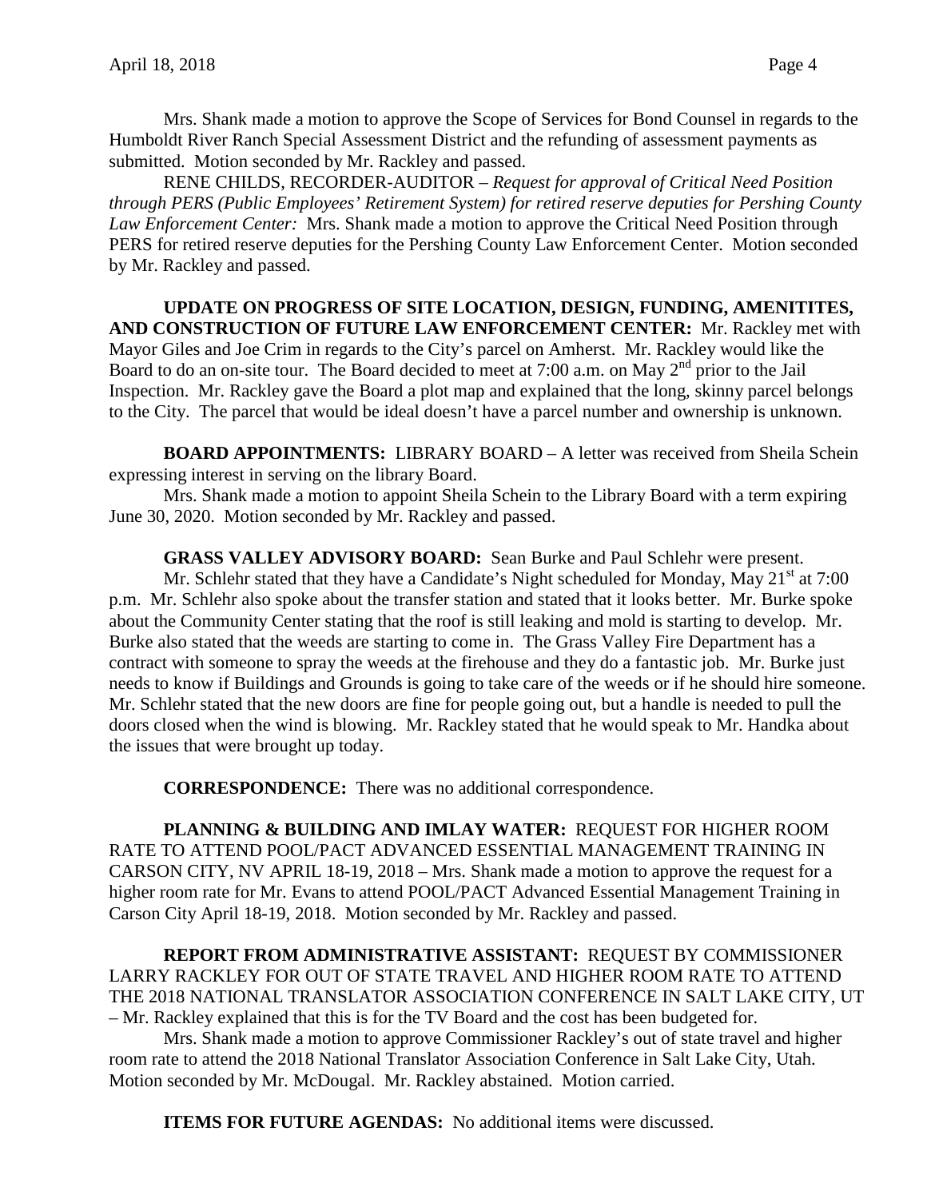Mrs. Shank made a motion to approve the Scope of Services for Bond Counsel in regards to the Humboldt River Ranch Special Assessment District and the refunding of assessment payments as submitted. Motion seconded by Mr. Rackley and passed.

RENE CHILDS, RECORDER-AUDITOR – *Request for approval of Critical Need Position through PERS (Public Employees' Retirement System) for retired reserve deputies for Pershing County Law Enforcement Center:* Mrs. Shank made a motion to approve the Critical Need Position through PERS for retired reserve deputies for the Pershing County Law Enforcement Center. Motion seconded by Mr. Rackley and passed.

**UPDATE ON PROGRESS OF SITE LOCATION, DESIGN, FUNDING, AMENITITES, AND CONSTRUCTION OF FUTURE LAW ENFORCEMENT CENTER:** Mr. Rackley met with Mayor Giles and Joe Crim in regards to the City's parcel on Amherst. Mr. Rackley would like the Board to do an on-site tour. The Board decided to meet at 7:00 a.m. on May 2nd prior to the Jail Inspection. Mr. Rackley gave the Board a plot map and explained that the long, skinny parcel belongs to the City. The parcel that would be ideal doesn't have a parcel number and ownership is unknown.

**BOARD APPOINTMENTS:** LIBRARY BOARD – A letter was received from Sheila Schein expressing interest in serving on the library Board.

Mrs. Shank made a motion to appoint Sheila Schein to the Library Board with a term expiring June 30, 2020. Motion seconded by Mr. Rackley and passed.

**GRASS VALLEY ADVISORY BOARD:** Sean Burke and Paul Schlehr were present.

Mr. Schlehr stated that they have a Candidate's Night scheduled for Monday, May 21st at 7:00 p.m. Mr. Schlehr also spoke about the transfer station and stated that it looks better. Mr. Burke spoke about the Community Center stating that the roof is still leaking and mold is starting to develop. Mr. Burke also stated that the weeds are starting to come in. The Grass Valley Fire Department has a contract with someone to spray the weeds at the firehouse and they do a fantastic job. Mr. Burke just needs to know if Buildings and Grounds is going to take care of the weeds or if he should hire someone. Mr. Schlehr stated that the new doors are fine for people going out, but a handle is needed to pull the doors closed when the wind is blowing. Mr. Rackley stated that he would speak to Mr. Handka about the issues that were brought up today.

**CORRESPONDENCE:** There was no additional correspondence.

**PLANNING & BUILDING AND IMLAY WATER:** REQUEST FOR HIGHER ROOM RATE TO ATTEND POOL/PACT ADVANCED ESSENTIAL MANAGEMENT TRAINING IN CARSON CITY, NV APRIL 18-19, 2018 – Mrs. Shank made a motion to approve the request for a higher room rate for Mr. Evans to attend POOL/PACT Advanced Essential Management Training in Carson City April 18-19, 2018. Motion seconded by Mr. Rackley and passed.

**REPORT FROM ADMINISTRATIVE ASSISTANT:** REQUEST BY COMMISSIONER LARRY RACKLEY FOR OUT OF STATE TRAVEL AND HIGHER ROOM RATE TO ATTEND THE 2018 NATIONAL TRANSLATOR ASSOCIATION CONFERENCE IN SALT LAKE CITY, UT – Mr. Rackley explained that this is for the TV Board and the cost has been budgeted for.

Mrs. Shank made a motion to approve Commissioner Rackley's out of state travel and higher room rate to attend the 2018 National Translator Association Conference in Salt Lake City, Utah. Motion seconded by Mr. McDougal. Mr. Rackley abstained. Motion carried.

**ITEMS FOR FUTURE AGENDAS:** No additional items were discussed.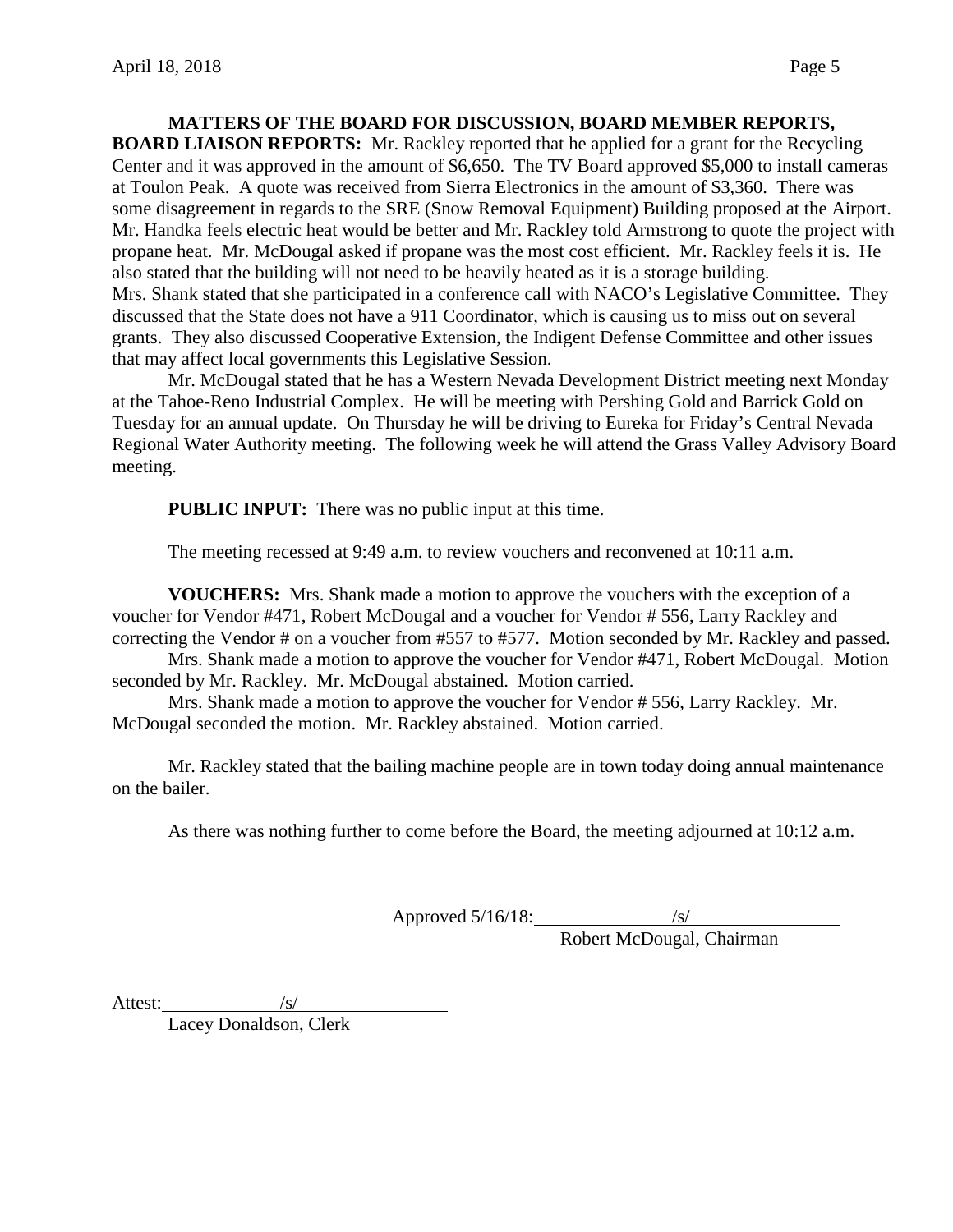**MATTERS OF THE BOARD FOR DISCUSSION, BOARD MEMBER REPORTS, BOARD LIAISON REPORTS:** Mr. Rackley reported that he applied for a grant for the Recycling Center and it was approved in the amount of $6,650. The TV Board approved $5,000 to install cameras at Toulon Peak. A quote was received from Sierra Electronics in the amount of $3,360. There was some disagreement in regards to the SRE (Snow Removal Equipment) Building proposed at the Airport. Mr. Handka feels electric heat would be better and Mr. Rackley told Armstrong to quote the project with propane heat. Mr. McDougal asked if propane was the most cost efficient. Mr. Rackley feels it is. He also stated that the building will not need to be heavily heated as it is a storage building.
Mrs. Shank stated that she participated in a conference call with NACO's Legislative Committee. They discussed that the State does not have a 911 Coordinator, which is causing us to miss out on several grants. They also discussed Cooperative Extension, the Indigent Defense Committee and other issues that may affect local governments this Legislative Session.

Mr. McDougal stated that he has a Western Nevada Development District meeting next Monday at the Tahoe-Reno Industrial Complex. He will be meeting with Pershing Gold and Barrick Gold on Tuesday for an annual update. On Thursday he will be driving to Eureka for Friday's Central Nevada Regional Water Authority meeting. The following week he will attend the Grass Valley Advisory Board meeting.

**PUBLIC INPUT:** There was no public input at this time.

The meeting recessed at 9:49 a.m. to review vouchers and reconvened at 10:11 a.m.

**VOUCHERS:** Mrs. Shank made a motion to approve the vouchers with the exception of a voucher for Vendor #471, Robert McDougal and a voucher for Vendor # 556, Larry Rackley and correcting the Vendor # on a voucher from #557 to #577. Motion seconded by Mr. Rackley and passed.

Mrs. Shank made a motion to approve the voucher for Vendor #471, Robert McDougal. Motion seconded by Mr. Rackley. Mr. McDougal abstained. Motion carried.

Mrs. Shank made a motion to approve the voucher for Vendor # 556, Larry Rackley. Mr. McDougal seconded the motion. Mr. Rackley abstained. Motion carried.

Mr. Rackley stated that the bailing machine people are in town today doing annual maintenance on the bailer.

As there was nothing further to come before the Board, the meeting adjourned at 10:12 a.m.

Approved 5/16/18: /s/
Robert McDougal, Chairman

Attest: /s/
Lacey Donaldson, Clerk